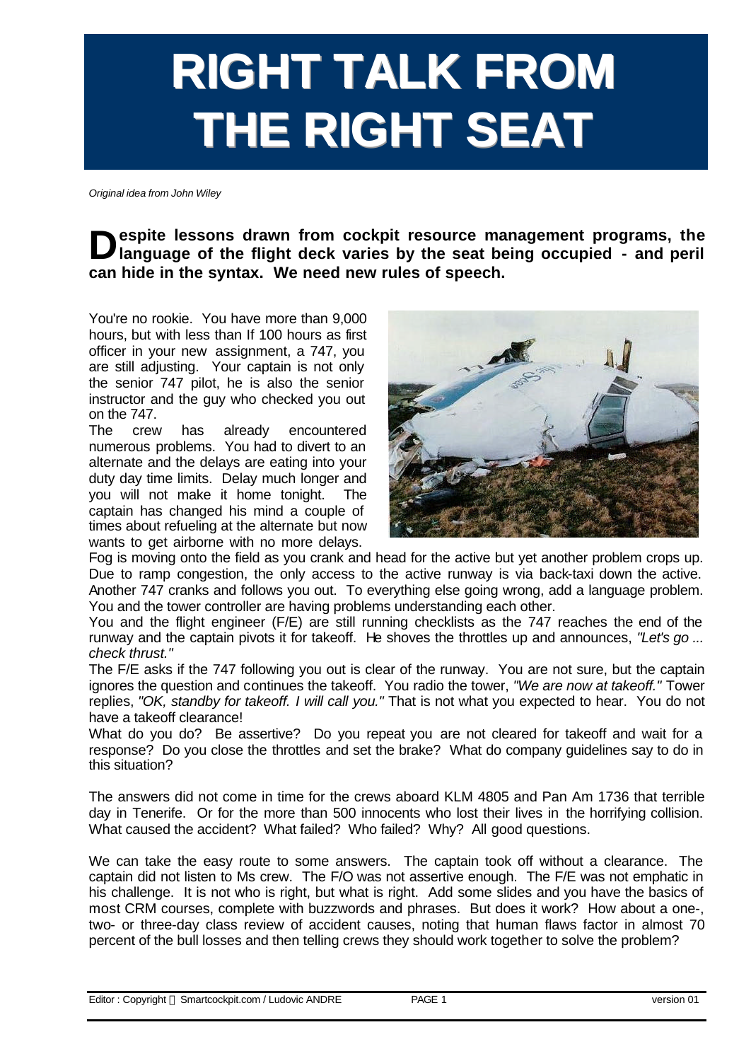# RIGHT TALK FROM THE RIGHT SEAT

*Original idea from John Wiley*

**Despite lessons drawn from cockpit resource management programs, the language of the flight deck varies by the seat being occupied - and peril can hide in the syntax. We need new rules of speech.**

You're no rookie. You have more than 9,000 hours, but with less than If 100 hours as first officer in your new assignment, a 747, you are still adjusting. Your captain is not only the senior 747 pilot, he is also the senior instructor and the guy who checked you out on the 747.

The crew has already encountered numerous problems. You had to divert to an alternate and the delays are eating into your duty day time limits. Delay much longer and you will not make it home tonight. The captain has changed his mind a couple of times about refueling at the alternate but now wants to get airborne with no more delays.

Fog is moving onto the field as you crank and head for the active but yet another problem crops up. Due to ramp congestion, the only access to the active runway is via back-taxi down the active. Another 747 cranks and follows you out. To everything else going wrong, add a language problem. You and the tower controller are having problems understanding each other.

You and the flight engineer (F/E) are still running checklists as the 747 reaches the end of the runway and the captain pivots it for takeoff. He shoves the throttles up and announces, *"Let's go ... check thrust."*

The F/E asks if the 747 following you out is clear of the runway. You are not sure, but the captain ignores the question and continues the takeoff. You radio the tower, *"We are now at takeoff."* Tower replies, *"OK, standby for takeoff. I will call you."* That is not what you expected to hear. You do not have a takeoff clearance!

What do you do? Be assertive? Do you repeat you are not cleared for takeoff and wait for a response? Do you close the throttles and set the brake? What do company guidelines say to do in this situation?

The answers did not come in time for the crews aboard KLM 4805 and Pan Am 1736 that terrible day in Tenerife. Or for the more than 500 innocents who lost their lives in the horrifying collision. What caused the accident? What failed? Who failed? Why? All good questions.

We can take the easy route to some answers. The captain took off without a clearance. The captain did not listen to Ms crew. The F/O was not assertive enough. The F/E was not emphatic in his challenge. It is not who is right, but what is right. Add some slides and you have the basics of most CRM courses, complete with buzzwords and phrases. But does it work? How about a one-, two- or three-day class review of accident causes, noting that human flaws factor in almost 70 percent of the bull losses and then telling crews they should work together to solve the problem?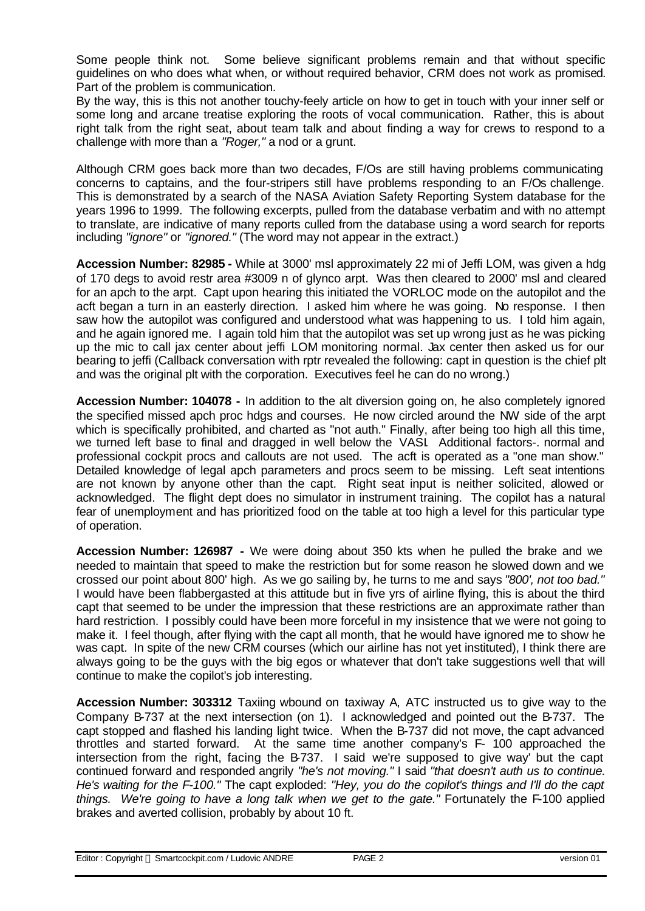Some people think not. Some believe significant problems remain and that without specific guidelines on who does what when, or without required behavior, CRM does not work as promised. Part of the problem is communication.
By the way, this is this not another touchy-feely article on how to get in touch with your inner self or some long and arcane treatise exploring the roots of vocal communication. Rather, this is about right talk from the right seat, about team talk and about finding a way for crews to respond to a challenge with more than a *"Roger,"* a nod or a grunt.

Although CRM goes back more than two decades, F/Os are still having problems communicating concerns to captains, and the four-stripers still have problems responding to an F/Os challenge. This is demonstrated by a search of the NASA Aviation Safety Reporting System database for the years 1996 to 1999. The following excerpts, pulled from the database verbatim and with no attempt to translate, are indicative of many reports culled from the database using a word search for reports including *"ignore"* or *"ignored."* (The word may not appear in the extract.)

**Accession Number: 82985 -** While at 3000' msl approximately 22 mi of Jeffi LOM, was given a hdg of 170 degs to avoid restr area #3009 n of glynco arpt. Was then cleared to 2000' msl and cleared for an apch to the arpt. Capt upon hearing this initiated the VORLOC mode on the autopilot and the acft began a turn in an easterly direction. I asked him where he was going. No response. I then saw how the autopilot was configured and understood what was happening to us. I told him again, and he again ignored me. I again told him that the autopilot was set up wrong just as he was picking up the mic to call jax center about jeffi LOM monitoring normal. Jax center then asked us for our bearing to jeffi (Callback conversation with rptr revealed the following: capt in question is the chief plt and was the original plt with the corporation. Executives feel he can do no wrong.)

**Accession Number: 104078 -** In addition to the alt diversion going on, he also completely ignored the specified missed apch proc hdgs and courses. He now circled around the NW side of the arpt which is specifically prohibited, and charted as "not auth." Finally, after being too high all this time, we turned left base to final and dragged in well below the VASI. Additional factors-. normal and professional cockpit procs and callouts are not used. The acft is operated as a "one man show." Detailed knowledge of legal apch parameters and procs seem to be missing. Left seat intentions are not known by anyone other than the capt. Right seat input is neither solicited, allowed or acknowledged. The flight dept does no simulator in instrument training. The copilot has a natural fear of unemployment and has prioritized food on the table at too high a level for this particular type of operation.

**Accession Number: 126987 -** We were doing about 350 kts when he pulled the brake and we needed to maintain that speed to make the restriction but for some reason he slowed down and we crossed our point about 800' high. As we go sailing by, he turns to me and says *"800', not too bad."* I would have been flabbergasted at this attitude but in five yrs of airline flying, this is about the third capt that seemed to be under the impression that these restrictions are an approximate rather than hard restriction. I possibly could have been more forceful in my insistence that we were not going to make it. I feel though, after flying with the capt all month, that he would have ignored me to show he was capt. In spite of the new CRM courses (which our airline has not yet instituted), I think there are always going to be the guys with the big egos or whatever that don't take suggestions well that will continue to make the copilot's job interesting.

**Accession Number: 303312** Taxiing wbound on taxiway A, ATC instructed us to give way to the Company B-737 at the next intersection (on 1). I acknowledged and pointed out the B-737. The capt stopped and flashed his landing light twice. When the B-737 did not move, the capt advanced throttles and started forward. At the same time another company's F- 100 approached the intersection from the right, facing the B-737. I said we're supposed to give way' but the capt continued forward and responded angrily *"he's not moving."* I said *"that doesn't auth us to continue. He's waiting for the F-100."* The capt exploded: *"Hey, you do the copilot's things and I'll do the capt things. We're going to have a long talk when we get to the gate."* Fortunately the F-100 applied brakes and averted collision, probably by about 10 ft.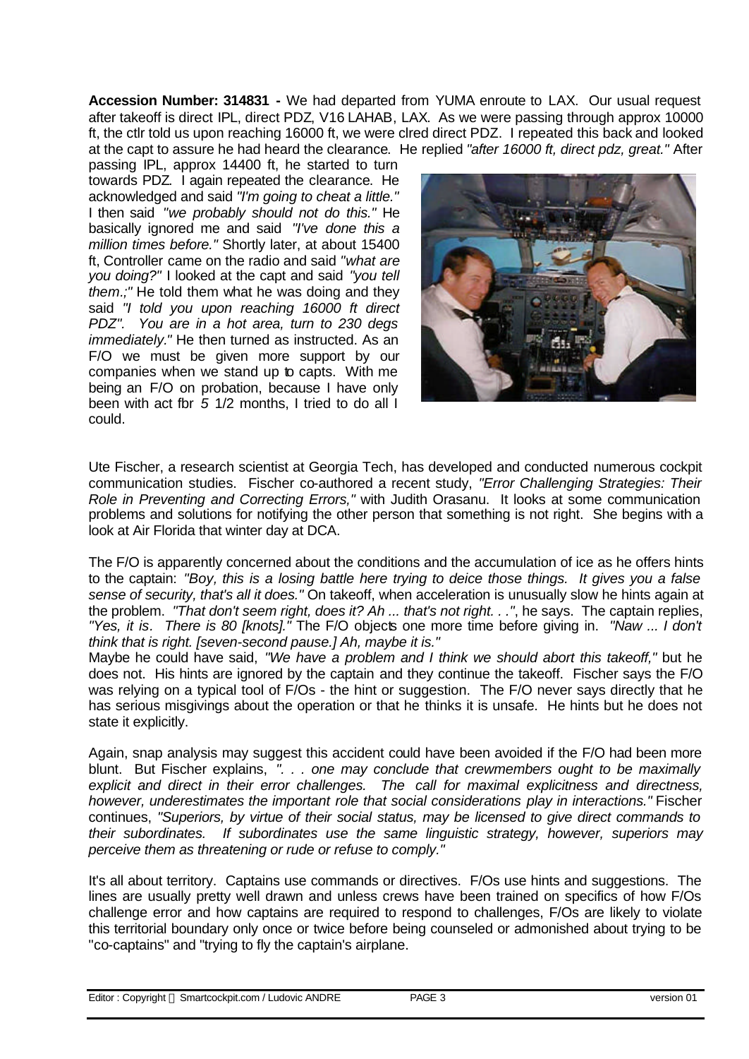**Accession Number: 314831 -** We had departed from YUMA enroute to LAX. Our usual request after takeoff is direct IPL, direct PDZ, V16 LAHAB, LAX. As we were passing through approx 10000 ft, the ctlr told us upon reaching 16000 ft, we were clred direct PDZ. I repeated this back and looked at the capt to assure he had heard the clearance. He replied *"after 16000 ft, direct pdz, great."* After passing IPL, approx 14400 ft, he started to turn towards PDZ. I again repeated the clearance. He acknowledged and said *"I'm going to cheat a little."* I then said *"we probably should not do this."* He basically ignored me and said *"I've done this a million times before."* Shortly later, at about 15400 ft, Controller came on the radio and said *"what are you doing?"* I looked at the capt and said *"you tell them.;"* He told them what he was doing and they said *"I told you upon reaching 16000 ft direct PDZ". You are in a hot area, turn to 230 degs immediately."* He then turned as instructed. As an F/O we must be given more support by our companies when we stand up to capts. With me being an F/O on probation, because I have only been with act fbr 5 1/2 months, I tried to do all I could.

Ute Fischer, a research scientist at Georgia Tech, has developed and conducted numerous cockpit communication studies. Fischer co-authored a recent study, *"Error Challenging Strategies: Their Role in Preventing and Correcting Errors,"* with Judith Orasanu. It looks at some communication problems and solutions for notifying the other person that something is not right. She begins with a look at Air Florida that winter day at DCA.

The F/O is apparently concerned about the conditions and the accumulation of ice as he offers hints to the captain: *"Boy, this is a losing battle here trying to deice those things. It gives you a false sense of security, that's all it does."* On takeoff, when acceleration is unusually slow he hints again at the problem. *"That don't seem right, does it? Ah ... that's not right. . ."*, he says. The captain replies, *"Yes, it is. There is 80 [knots]."* The F/O objects one more time before giving in. *"Naw ... I don't think that is right. [seven-second pause.] Ah, maybe it is."*
Maybe he could have said, *"We have a problem and I think we should abort this takeoff,"* but he does not. His hints are ignored by the captain and they continue the takeoff. Fischer says the F/O was relying on a typical tool of F/Os - the hint or suggestion. The F/O never says directly that he has serious misgivings about the operation or that he thinks it is unsafe. He hints but he does not state it explicitly.

Again, snap analysis may suggest this accident could have been avoided if the F/O had been more blunt. But Fischer explains, *". . . one may conclude that crewmembers ought to be maximally explicit and direct in their error challenges. The call for maximal explicitness and directness, however, underestimates the important role that social considerations play in interactions."* Fischer continues, *"Superiors, by virtue of their social status, may be licensed to give direct commands to their subordinates. If subordinates use the same linguistic strategy, however, superiors may perceive them as threatening or rude or refuse to comply."*

It's all about territory. Captains use commands or directives. F/Os use hints and suggestions. The lines are usually pretty well drawn and unless crews have been trained on specifics of how F/Os challenge error and how captains are required to respond to challenges, F/Os are likely to violate this territorial boundary only once or twice before being counseled or admonished about trying to be "co-captains" and "trying to fly the captain's airplane.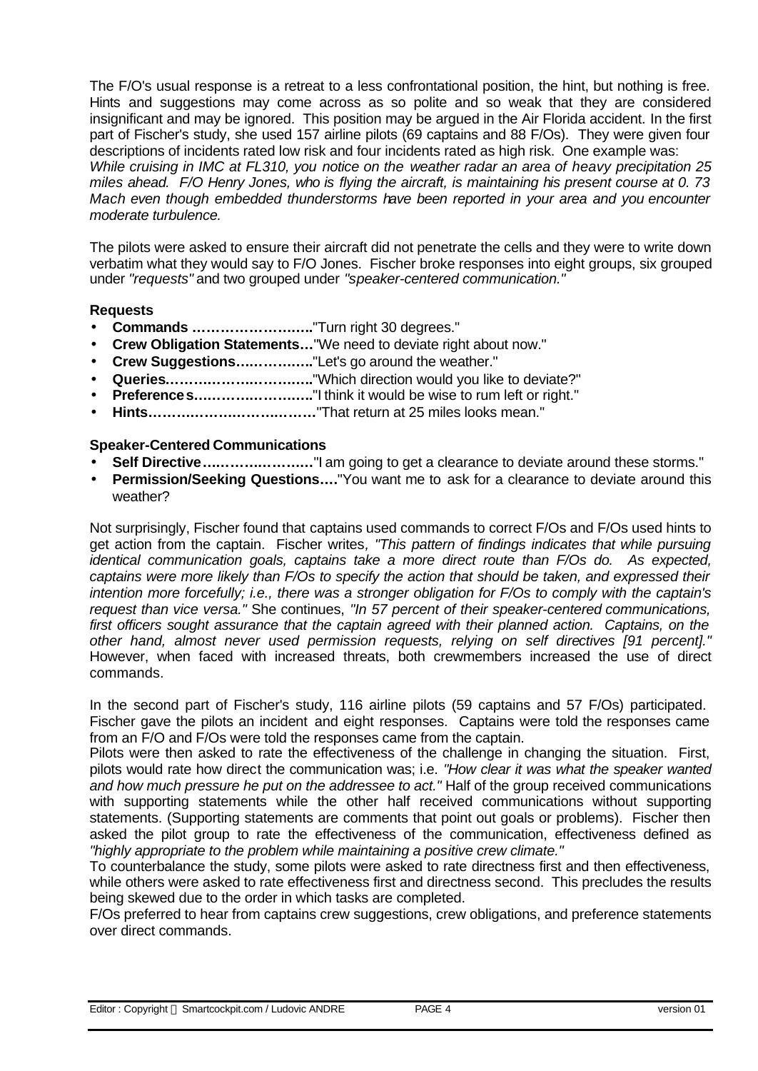The F/O's usual response is a retreat to a less confrontational position, the hint, but nothing is free. Hints and suggestions may come across as so polite and so weak that they are considered insignificant and may be ignored. This position may be argued in the Air Florida accident. In the first part of Fischer's study, she used 157 airline pilots (69 captains and 88 F/Os). They were given four descriptions of incidents rated low risk and four incidents rated as high risk. One example was:
*While cruising in IMC at FL310, you notice on the weather radar an area of heavy precipitation 25 miles ahead. F/O Henry Jones, who is flying the aircraft, is maintaining his present course at 0. 73 Mach even though embedded thunderstorms have been reported in your area and you encounter moderate turbulence.*

The pilots were asked to ensure their aircraft did not penetrate the cells and they were to write down verbatim what they would say to F/O Jones. Fischer broke responses into eight groups, six grouped under *"requests"* and two grouped under *"speaker-centered communication."*

**Requests**

- **Commands ……………………..**"Turn right 30 degrees."
- **Crew Obligation Statements…**"We need to deviate right about now."
- **Crew Suggestions….…….…..**"Let's go around the weather."
- **Queries.……….……..………..**"Which direction would you like to deviate?"
- **Preferences…….…..………..**"I think it would be wise to rum left or right."
- **Hints………….…..……..…….**"That return at 25 miles looks mean."

**Speaker-Centered Communications**

- **Self Directive….……..……….**"I am going to get a clearance to deviate around these storms."
- **Permission/Seeking Questions….**"You want me to ask for a clearance to deviate around this weather?

Not surprisingly, Fischer found that captains used commands to correct F/Os and F/Os used hints to get action from the captain. Fischer writes*, "This pattern of findings indicates that while pursuing identical communication goals, captains take a more direct route than F/Os do. As expected, captains were more likely than F/Os to specify the action that should be taken, and expressed their intention more forcefully; i.e., there was a stronger obligation for F/Os to comply with the captain's request than vice versa."* She continues, *"In 57 percent of their speaker-centered communications, first officers sought assurance that the captain agreed with their planned action. Captains, on the other hand, almost never used permission requests, relying on self directives [91 percent]."* However, when faced with increased threats, both crewmembers increased the use of direct commands.

In the second part of Fischer's study, 116 airline pilots (59 captains and 57 F/Os) participated. Fischer gave the pilots an incident and eight responses. Captains were told the responses came from an F/O and F/Os were told the responses came from the captain.
Pilots were then asked to rate the effectiveness of the challenge in changing the situation. First, pilots would rate how direct the communication was; i.e. *"How clear it was what the speaker wanted and how much pressure he put on the addressee to act."* Half of the group received communications with supporting statements while the other half received communications without supporting statements. (Supporting statements are comments that point out goals or problems). Fischer then asked the pilot group to rate the effectiveness of the communication, effectiveness defined as *"highly appropriate to the problem while maintaining a positive crew climate."*
To counterbalance the study, some pilots were asked to rate directness first and then effectiveness, while others were asked to rate effectiveness first and directness second. This precludes the results being skewed due to the order in which tasks are completed.
F/Os preferred to hear from captains crew suggestions, crew obligations, and preference statements over direct commands.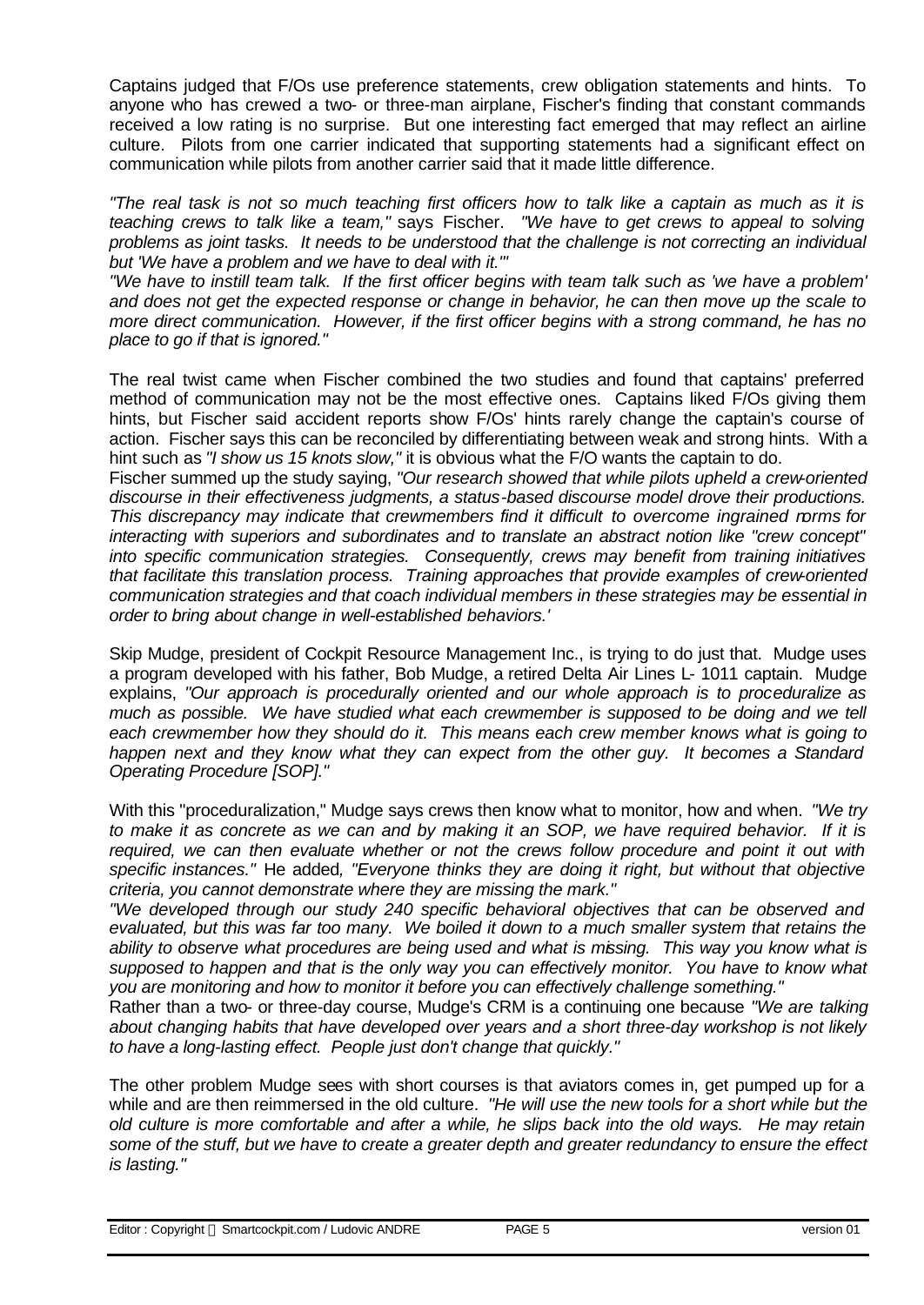Captains judged that F/Os use preference statements, crew obligation statements and hints. To anyone who has crewed a two- or three-man airplane, Fischer's finding that constant commands received a low rating is no surprise. But one interesting fact emerged that may reflect an airline culture. Pilots from one carrier indicated that supporting statements had a significant effect on communication while pilots from another carrier said that it made little difference.

*"The real task is not so much teaching first officers how to talk like a captain as much as it is teaching crews to talk like a team,"* says Fischer. *"We have to get crews to appeal to solving problems as joint tasks. It needs to be understood that the challenge is not correcting an individual but 'We have a problem and we have to deal with it.'"*

*"We have to instill team talk. If the first officer begins with team talk such as 'we have a problem' and does not get the expected response or change in behavior, he can then move up the scale to more direct communication. However, if the first officer begins with a strong command, he has no place to go if that is ignored."*

The real twist came when Fischer combined the two studies and found that captains' preferred method of communication may not be the most effective ones. Captains liked F/Os giving them hints, but Fischer said accident reports show F/Os' hints rarely change the captain's course of action. Fischer says this can be reconciled by differentiating between weak and strong hints. With a hint such as *"I show us 15 knots slow,"* it is obvious what the F/O wants the captain to do.

Fischer summed up the study saying, *"Our research showed that while pilots upheld a crew-oriented discourse in their effectiveness judgments, a status-based discourse model drove their productions. This discrepancy may indicate that crewmembers find it difficult to overcome ingrained norms for interacting with superiors and subordinates and to translate an abstract notion like "crew concept" into specific communication strategies. Consequently, crews may benefit from training initiatives that facilitate this translation process. Training approaches that provide examples of crew-oriented communication strategies and that coach individual members in these strategies may be essential in order to bring about change in well-established behaviors.'*

Skip Mudge, president of Cockpit Resource Management Inc., is trying to do just that. Mudge uses a program developed with his father, Bob Mudge, a retired Delta Air Lines L- 1011 captain. Mudge explains, *"Our approach is procedurally oriented and our whole approach is to proceduralize as much as possible. We have studied what each crewmember is supposed to be doing and we tell each crewmember how they should do it. This means each crew member knows what is going to happen next and they know what they can expect from the other guy. It becomes a Standard Operating Procedure [SOP]."*

With this "proceduralization," Mudge says crews then know what to monitor, how and when. *"We try to make it as concrete as we can and by making it an SOP, we have required behavior. If it is required, we can then evaluate whether or not the crews follow procedure and point it out with specific instances."* He added*, "Everyone thinks they are doing it right, but without that objective criteria, you cannot demonstrate where they are missing the mark."*

*"We developed through our study 240 specific behavioral objectives that can be observed and evaluated, but this was far too many. We boiled it down to a much smaller system that retains the ability to observe what procedures are being used and what is missing. This way you know what is supposed to happen and that is the only way you can effectively monitor. You have to know what you are monitoring and how to monitor it before you can effectively challenge something."*

Rather than a two- or three-day course, Mudge's CRM is a continuing one because *"We are talking about changing habits that have developed over years and a short three-day workshop is not likely to have a long-lasting effect. People just don't change that quickly."*

The other problem Mudge sees with short courses is that aviators comes in, get pumped up for a while and are then reimmersed in the old culture. *"He will use the new tools for a short while but the old culture is more comfortable and after a while, he slips back into the old ways. He may retain some of the stuff, but we have to create a greater depth and greater redundancy to ensure the effect is lasting."*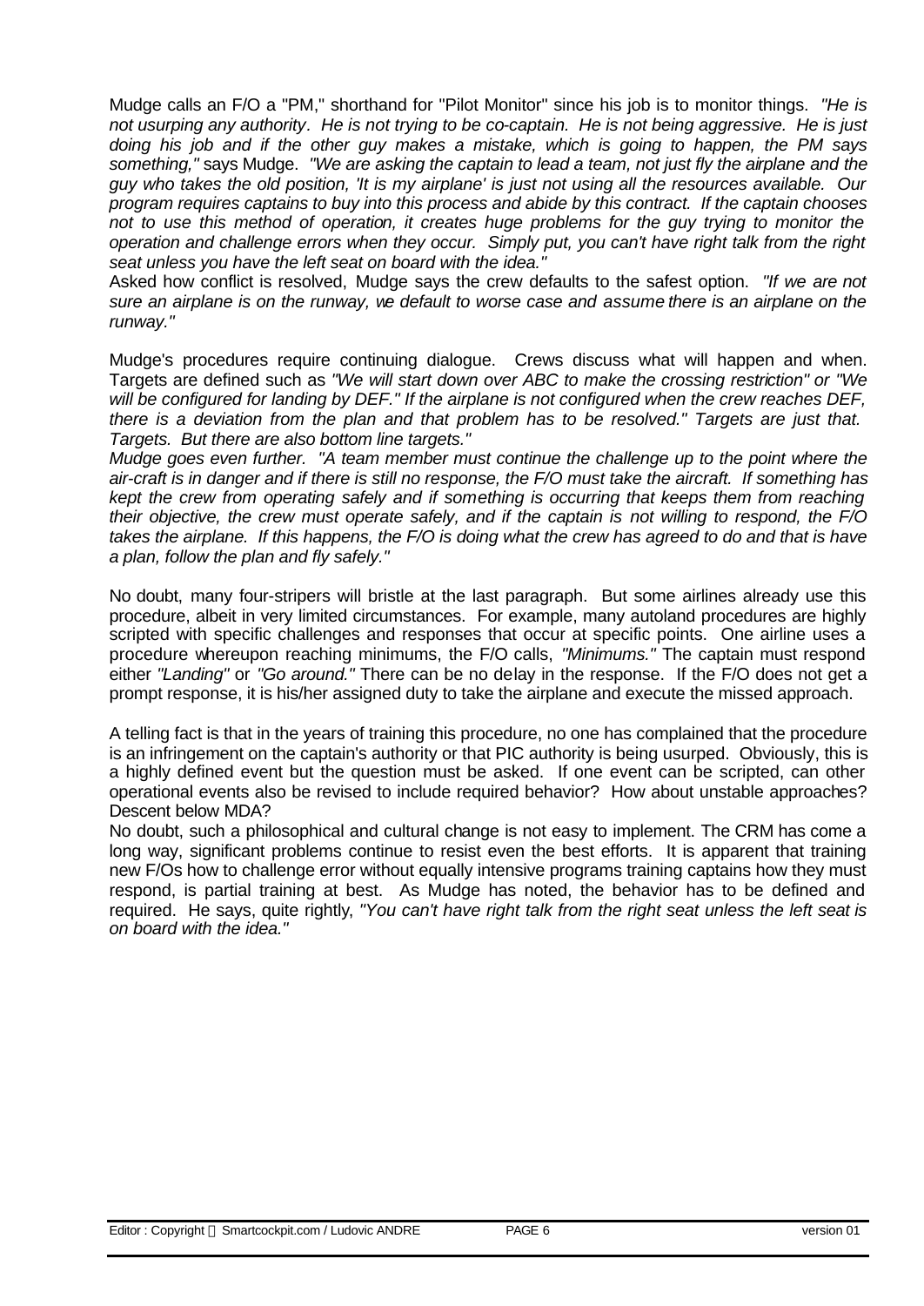Mudge calls an F/O a "PM," shorthand for "Pilot Monitor" since his job is to monitor things. *"He is not usurping any authority. He is not trying to be co-captain. He is not being aggressive. He is just doing his job and if the other guy makes a mistake, which is going to happen, the PM says something,"* says Mudge. *"We are asking the captain to lead a team, not just fly the airplane and the guy who takes the old position, 'It is my airplane' is just not using all the resources available. Our program requires captains to buy into this process and abide by this contract. If the captain chooses not to use this method of operation, it creates huge problems for the guy trying to monitor the operation and challenge errors when they occur. Simply put, you can't have right talk from the right seat unless you have the left seat on board with the idea."*

Asked how conflict is resolved, Mudge says the crew defaults to the safest option. *"If we are not sure an airplane is on the runway, we default to worse case and assume there is an airplane on the runway."*

Mudge's procedures require continuing dialogue. Crews discuss what will happen and when. Targets are defined such as *"We will start down over ABC to make the crossing restriction" or "We will be configured for landing by DEF." If the airplane is not configured when the crew reaches DEF, there is a deviation from the plan and that problem has to be resolved." Targets are just that. Targets. But there are also bottom line targets."*

*Mudge goes even further. "A team member must continue the challenge up to the point where the air-craft is in danger and if there is still no response, the F/O must take the aircraft. If something has kept the crew from operating safely and if something is occurring that keeps them from reaching their objective, the crew must operate safely, and if the captain is not willing to respond, the F/O takes the airplane. If this happens, the F/O is doing what the crew has agreed to do and that is have a plan, follow the plan and fly safely."*

No doubt, many four-stripers will bristle at the last paragraph. But some airlines already use this procedure, albeit in very limited circumstances. For example, many autoland procedures are highly scripted with specific challenges and responses that occur at specific points. One airline uses a procedure whereupon reaching minimums, the F/O calls, *"Minimums."* The captain must respond either *"Landing"* or *"Go around."* There can be no delay in the response. If the F/O does not get a prompt response, it is his/her assigned duty to take the airplane and execute the missed approach.

A telling fact is that in the years of training this procedure, no one has complained that the procedure is an infringement on the captain's authority or that PIC authority is being usurped. Obviously, this is a highly defined event but the question must be asked. If one event can be scripted, can other operational events also be revised to include required behavior? How about unstable approaches? Descent below MDA?

No doubt, such a philosophical and cultural change is not easy to implement. The CRM has come a long way, significant problems continue to resist even the best efforts. It is apparent that training new F/Os how to challenge error without equally intensive programs training captains how they must respond, is partial training at best. As Mudge has noted, the behavior has to be defined and required. He says, quite rightly, *"You can't have right talk from the right seat unless the left seat is on board with the idea."*